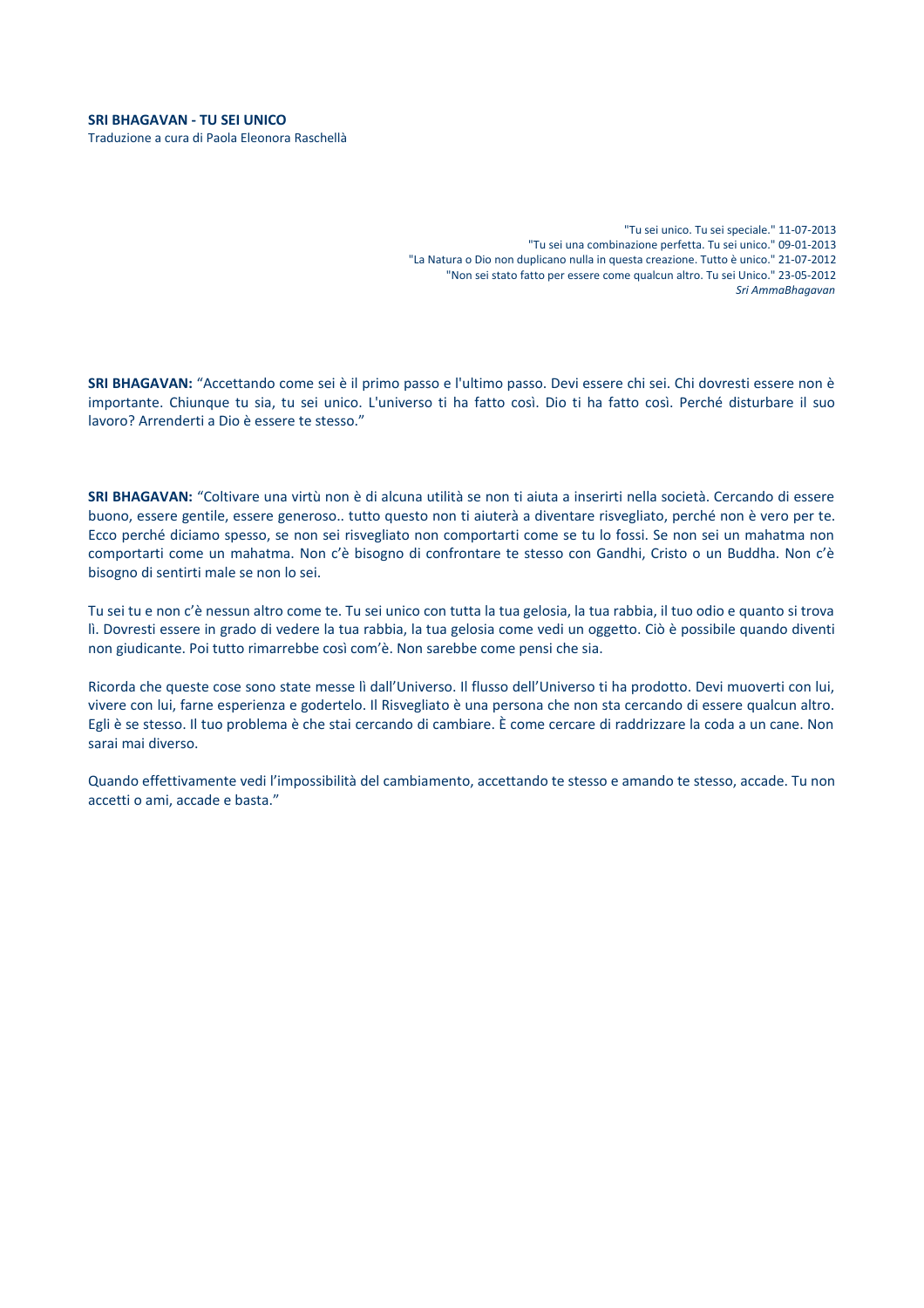**SRI BHAGAVAN - TU SEI UNICO**
Traduzione a cura di Paola Eleonora Raschellà

"Tu sei unico. Tu sei speciale." 11-07-2013
"Tu sei una combinazione perfetta. Tu sei unico." 09-01-2013
"La Natura o Dio non duplicano nulla in questa creazione. Tutto è unico." 21-07-2012
"Non sei stato fatto per essere come qualcun altro. Tu sei Unico." 23-05-2012
*Sri AmmaBhagavan*

**SRI BHAGAVAN:** "Accettando come sei è il primo passo e l'ultimo passo. Devi essere chi sei. Chi dovresti essere non è importante. Chiunque tu sia, tu sei unico. L'universo ti ha fatto così. Dio ti ha fatto così. Perché disturbare il suo lavoro? Arrenderti a Dio è essere te stesso."

**SRI BHAGAVAN:** "Coltivare una virtù non è di alcuna utilità se non ti aiuta a inserirti nella società. Cercando di essere buono, essere gentile, essere generoso.. tutto questo non ti aiuterà a diventare risvegliato, perché non è vero per te. Ecco perché diciamo spesso, se non sei risvegliato non comportarti come se tu lo fossi. Se non sei un mahatma non comportarti come un mahatma. Non c'è bisogno di confrontare te stesso con Gandhi, Cristo o un Buddha. Non c'è bisogno di sentirti male se non lo sei.

Tu sei tu e non c'è nessun altro come te. Tu sei unico con tutta la tua gelosia, la tua rabbia, il tuo odio e quanto si trova lì. Dovresti essere in grado di vedere la tua rabbia, la tua gelosia come vedi un oggetto. Ciò è possibile quando diventi non giudicante. Poi tutto rimarrebbe così com'è. Non sarebbe come pensi che sia.

Ricorda che queste cose sono state messe lì dall'Universo. Il flusso dell'Universo ti ha prodotto. Devi muoverti con lui, vivere con lui, farne esperienza e godertelo. Il Risvegliato è una persona che non sta cercando di essere qualcun altro. Egli è se stesso. Il tuo problema è che stai cercando di cambiare. È come cercare di raddrizzare la coda a un cane. Non sarai mai diverso.

Quando effettivamente vedi l'impossibilità del cambiamento, accettando te stesso e amando te stesso, accade. Tu non accetti o ami, accade e basta."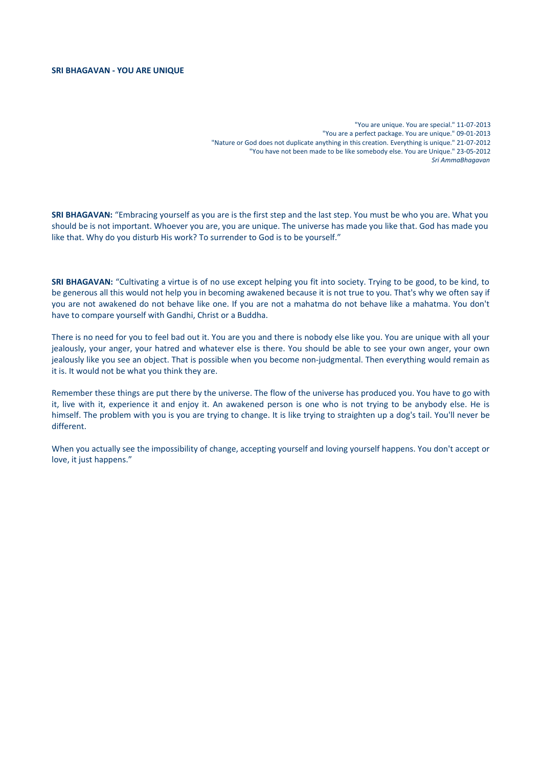**SRI BHAGAVAN - YOU ARE UNIQUE**

"You are unique. You are special." 11-07-2013
"You are a perfect package. You are unique." 09-01-2013
"Nature or God does not duplicate anything in this creation. Everything is unique." 21-07-2012
"You have not been made to be like somebody else. You are Unique." 23-05-2012
*Sri AmmaBhagavan*

**SRI BHAGAVAN:** "Embracing yourself as you are is the first step and the last step. You must be who you are. What you should be is not important. Whoever you are, you are unique. The universe has made you like that. God has made you like that. Why do you disturb His work? To surrender to God is to be yourself."

**SRI BHAGAVAN:** "Cultivating a virtue is of no use except helping you fit into society. Trying to be good, to be kind, to be generous all this would not help you in becoming awakened because it is not true to you. That's why we often say if you are not awakened do not behave like one. If you are not a mahatma do not behave like a mahatma. You don't have to compare yourself with Gandhi, Christ or a Buddha.

There is no need for you to feel bad out it. You are you and there is nobody else like you. You are unique with all your jealously, your anger, your hatred and whatever else is there. You should be able to see your own anger, your own jealously like you see an object. That is possible when you become non-judgmental. Then everything would remain as it is. It would not be what you think they are.

Remember these things are put there by the universe. The flow of the universe has produced you. You have to go with it, live with it, experience it and enjoy it. An awakened person is one who is not trying to be anybody else. He is himself. The problem with you is you are trying to change. It is like trying to straighten up a dog's tail. You'll never be different.

When you actually see the impossibility of change, accepting yourself and loving yourself happens. You don't accept or love, it just happens."